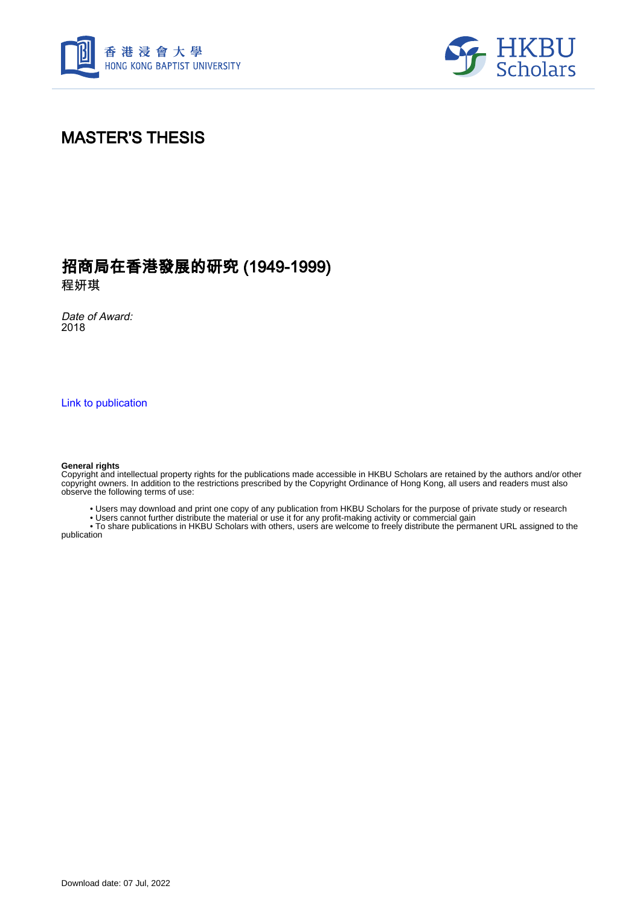# MASTER'S THESIS

## 招商局在香港發展的研究 (1949-1999)

程妍琪

*Date of Award:*
2018

Link to publication

**General rights**
Copyright and intellectual property rights for the publications made accessible in HKBU Scholars are retained by the authors and/or other copyright owners. In addition to the restrictions prescribed by the Copyright Ordinance of Hong Kong, all users and readers must also observe the following terms of use:

- Users may download and print one copy of any publication from HKBU Scholars for the purpose of private study or research
- Users cannot further distribute the material or use it for any profit-making activity or commercial gain
- To share publications in HKBU Scholars with others, users are welcome to freely distribute the permanent URL assigned to the publication

Download date: 07 Jul, 2022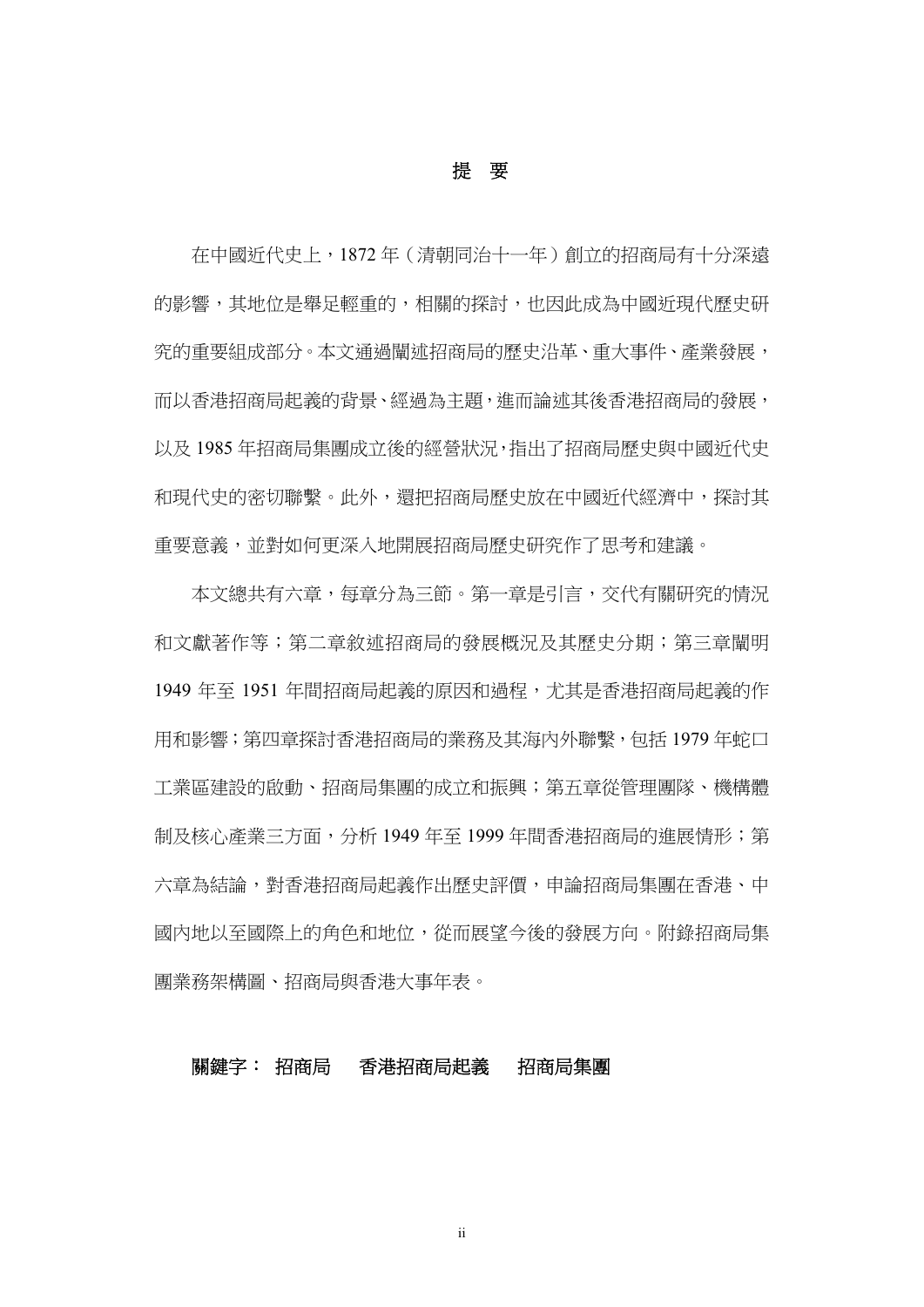# 提 要

在中國近代史上，1872 年（清朝同治十一年）創立的招商局有十分深遠的影響，其地位是舉足輕重的，相關的探討，也因此成為中國近現代歷史研究的重要組成部分。本文通過闡述招商局的歷史沿革、重大事件、產業發展，而以香港招商局起義的背景、經過為主題，進而論述其後香港招商局的發展，以及 1985 年招商局集團成立後的經營狀況，指出了招商局歷史與中國近代史和現代史的密切聯繫。此外，還把招商局歷史放在中國近代經濟中，探討其重要意義，並對如何更深入地開展招商局歷史研究作了思考和建議。

本文總共有六章，每章分為三節。第一章是引言，交代有關研究的情況和文獻著作等；第二章敘述招商局的發展概況及其歷史分期；第三章闡明 1949 年至 1951 年間招商局起義的原因和過程，尤其是香港招商局起義的作用和影響；第四章探討香港招商局的業務及其海內外聯繫，包括 1979 年蛇口工業區建設的啟動、招商局集團的成立和振興；第五章從管理團隊、機構體制及核心產業三方面，分析 1949 年至 1999 年間香港招商局的進展情形；第六章為結論，對香港招商局起義作出歷史評價，申論招商局集團在香港、中國內地以至國際上的角色和地位，從而展望今後的發展方向。附錄招商局集團業務架構圖、招商局與香港大事年表。

**關鍵字： 招商局　香港招商局起義　招商局集團**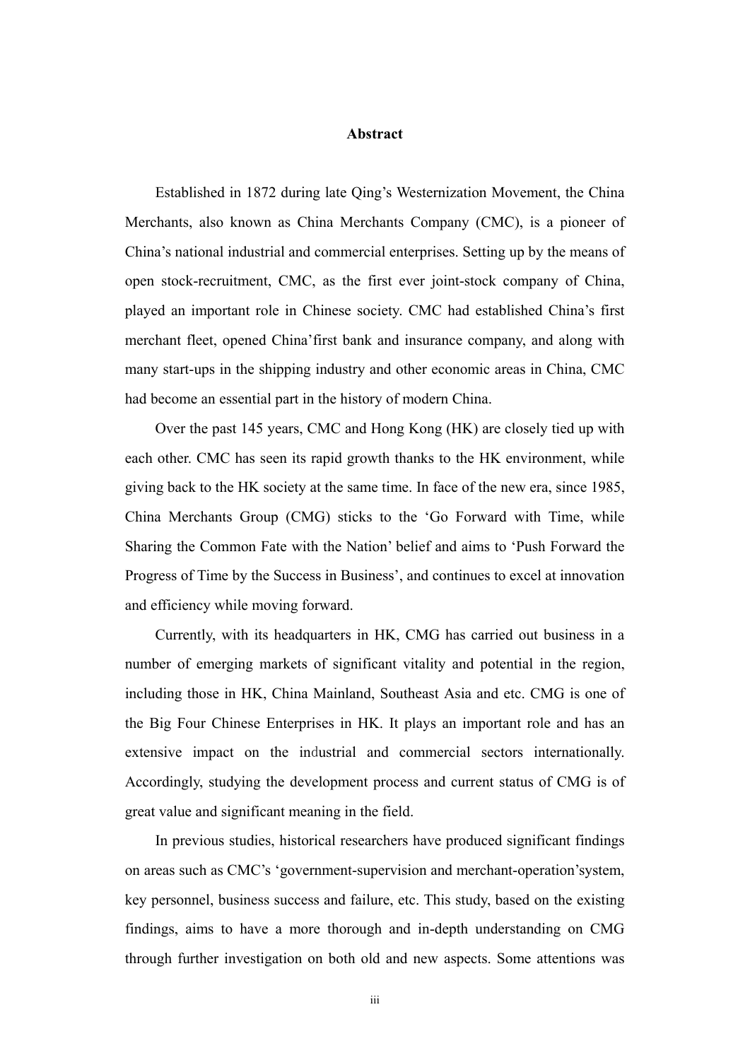**Abstract**

Established in 1872 during late Qing's Westernization Movement, the China Merchants, also known as China Merchants Company (CMC), is a pioneer of China's national industrial and commercial enterprises. Setting up by the means of open stock-recruitment, CMC, as the first ever joint-stock company of China, played an important role in Chinese society. CMC had established China's first merchant fleet, opened China'first bank and insurance company, and along with many start-ups in the shipping industry and other economic areas in China, CMC had become an essential part in the history of modern China.

Over the past 145 years, CMC and Hong Kong (HK) are closely tied up with each other. CMC has seen its rapid growth thanks to the HK environment, while giving back to the HK society at the same time. In face of the new era, since 1985, China Merchants Group (CMG) sticks to the 'Go Forward with Time, while Sharing the Common Fate with the Nation' belief and aims to 'Push Forward the Progress of Time by the Success in Business', and continues to excel at innovation and efficiency while moving forward.

Currently, with its headquarters in HK, CMG has carried out business in a number of emerging markets of significant vitality and potential in the region, including those in HK, China Mainland, Southeast Asia and etc. CMG is one of the Big Four Chinese Enterprises in HK. It plays an important role and has an extensive impact on the industrial and commercial sectors internationally. Accordingly, studying the development process and current status of CMG is of great value and significant meaning in the field.

In previous studies, historical researchers have produced significant findings on areas such as CMC's 'government-supervision and merchant-operation'system, key personnel, business success and failure, etc. This study, based on the existing findings, aims to have a more thorough and in-depth understanding on CMG through further investigation on both old and new aspects. Some attentions was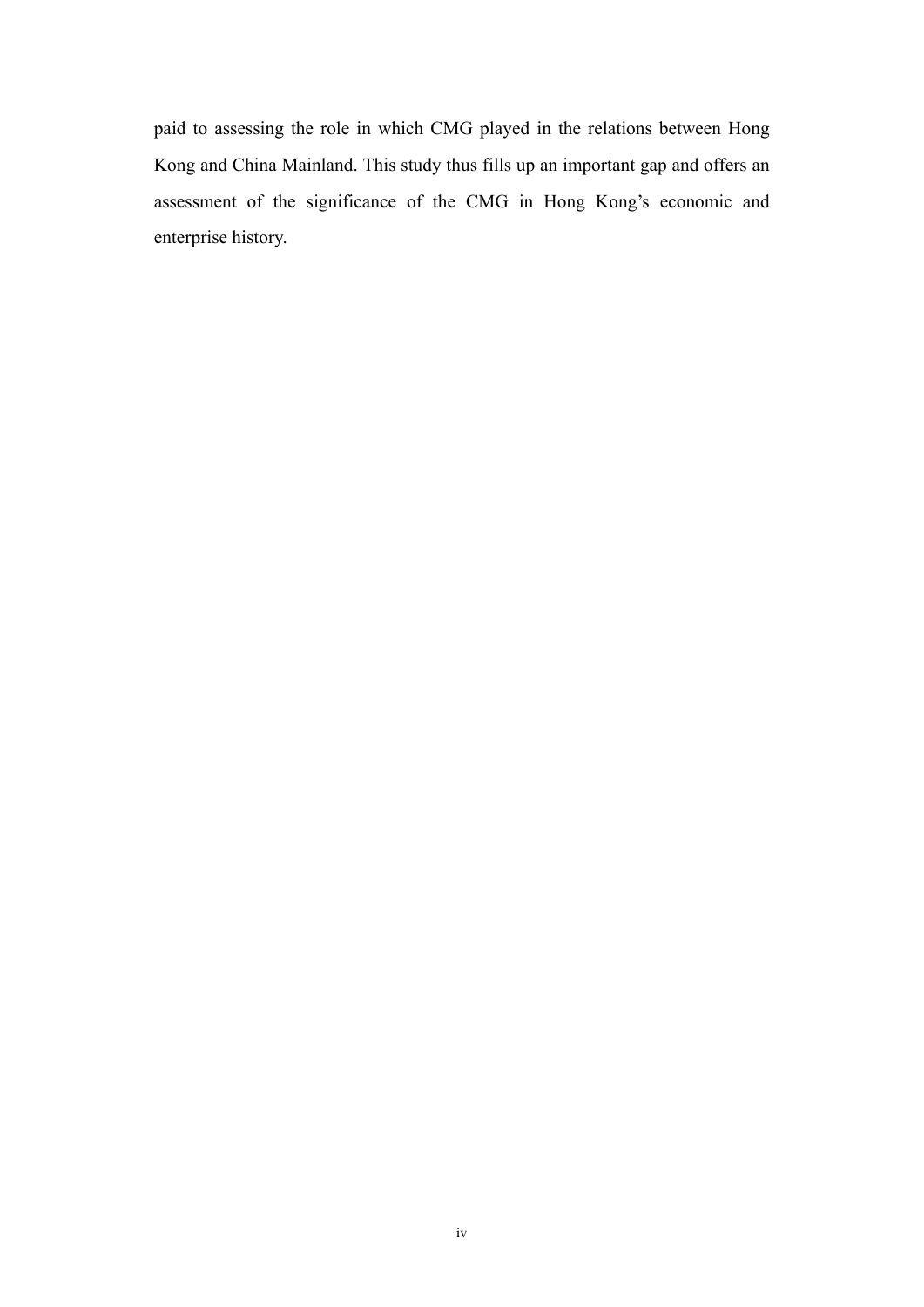paid to assessing the role in which CMG played in the relations between Hong Kong and China Mainland. This study thus fills up an important gap and offers an assessment of the significance of the CMG in Hong Kong's economic and enterprise history.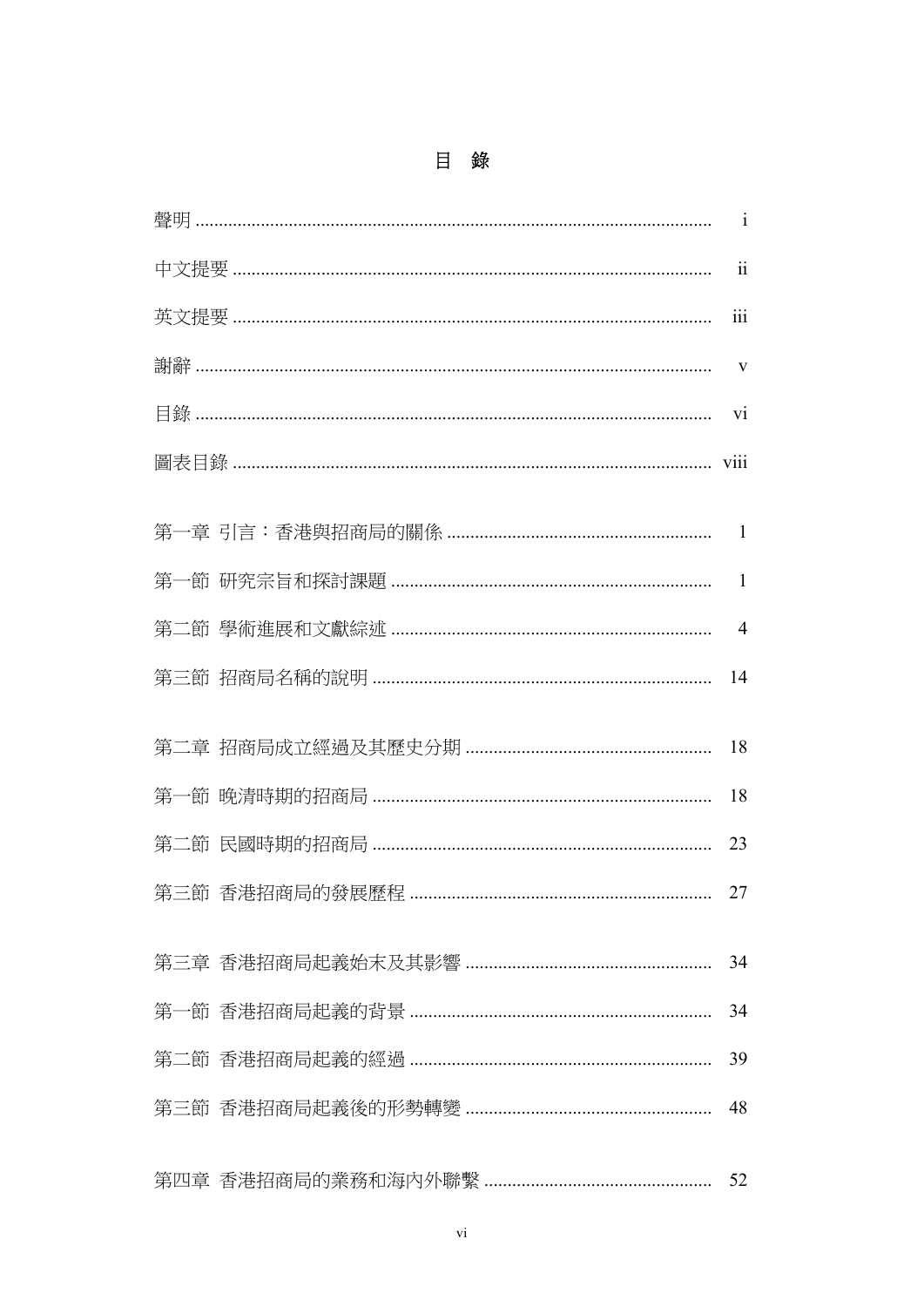# 目 錄

聲明 ............................................................................................................ i

中文提要 ...................................................................................................... ii

英文提要 ...................................................................................................... iii

謝辭 ............................................................................................................ v

目錄 ............................................................................................................ vi

圖表目錄 ...................................................................................................... viii

第一章 引言：香港與招商局的關係 ........................................................ 1

第一節 研究宗旨和探討課題 .................................................................... 1

第二節 學術進展和文獻綜述 .................................................................... 4

第三節 招商局名稱的說明 ........................................................................ 14

第二章 招商局成立經過及其歷史分期 .................................................... 18

第一節 晚清時期的招商局 ........................................................................ 18

第二節 民國時期的招商局 ........................................................................ 23

第三節 香港招商局的發展歷程 ................................................................ 27

第三章 香港招商局起義始末及其影響 .................................................... 34

第一節 香港招商局起義的背景 ................................................................ 34

第二節 香港招商局起義的經過 ................................................................ 39

第三節 香港招商局起義後的形勢轉變 .................................................... 48

第四章 香港招商局的業務和海內外聯繫 ................................................ 52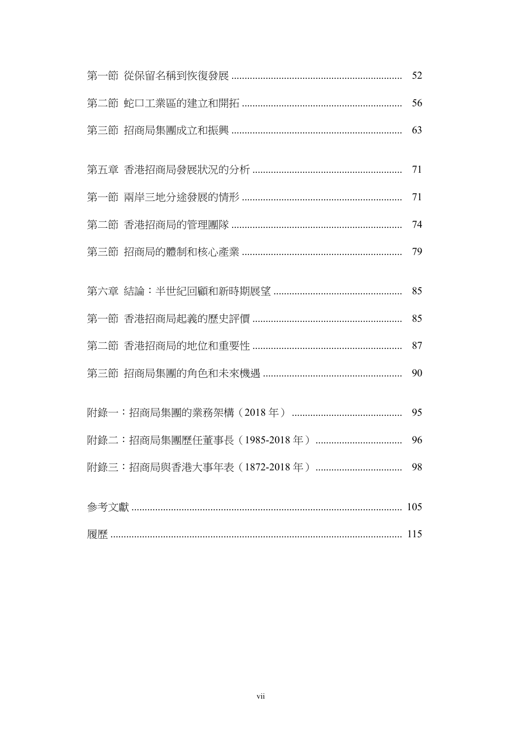第一節 從保留名稱到恢復發展 ................................................................ 52

第二節 蛇口工業區的建立和開拓 ............................................................ 56

第三節 招商局集團成立和振興 ................................................................ 63

第五章 香港招商局發展狀況的分析 ........................................................ 71

第一節 兩岸三地分途發展的情形 ............................................................ 71

第二節 香港招商局的管理團隊 ................................................................ 74

第三節 招商局的體制和核心產業 ............................................................ 79

第六章 結論：半世紀回顧和新時期展望 ................................................ 85

第一節 香港招商局起義的歷史評價 ........................................................ 85

第二節 香港招商局的地位和重要性 ........................................................ 87

第三節 招商局集團的角色和未來機遇 .................................................... 90

附錄一：招商局集團的業務架構（2018 年） .......................................... 95

附錄二：招商局集團歷任董事長（1985-2018 年） ................................ 96

附錄三：招商局與香港大事年表（1872-2018 年） ................................ 98

參考文獻 ..................................................................................................... 105

履歷 ............................................................................................................. 115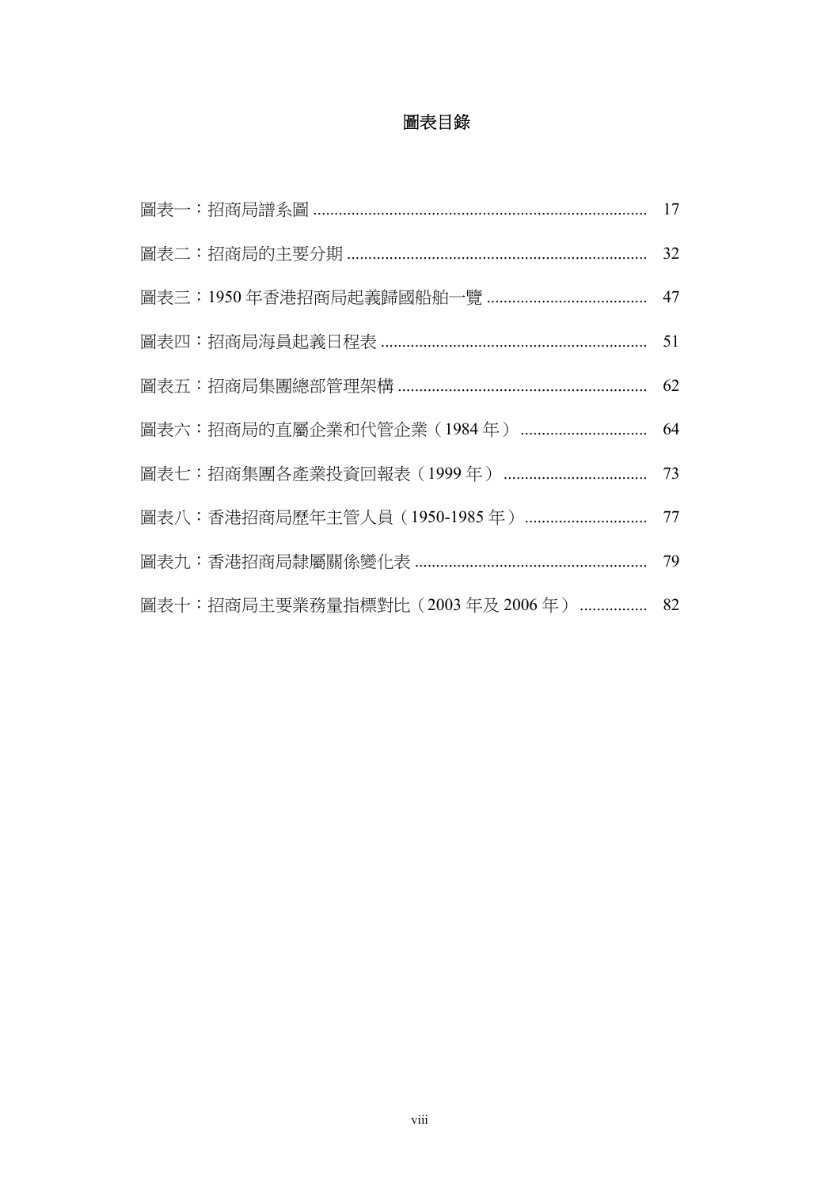# 圖表目錄

圖表一：招商局譜系圖 .............................................................................. 17

圖表二：招商局的主要分期 ...................................................................... 32

圖表三：1950 年香港招商局起義歸國船舶一覽 ...................................... 47

圖表四：招商局海員起義日程表 .............................................................. 51

圖表五：招商局集團總部管理架構 .......................................................... 62

圖表六：招商局的直屬企業和代管企業（1984 年） .............................. 64

圖表七：招商集團各產業投資回報表（1999 年） .................................. 73

圖表八：香港招商局歷年主管人員（1950-1985 年） ............................. 77

圖表九：香港招商局隸屬關係變化表 ....................................................... 79

圖表十：招商局主要業務量指標對比（2003 年及 2006 年） ................ 82